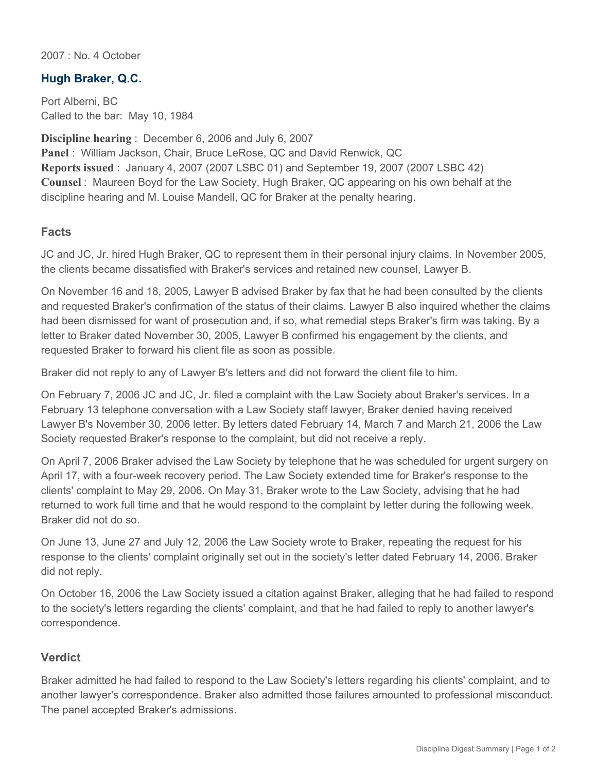2007 : No. 4 October

## Hugh Braker, Q.C.

Port Alberni, BC
Called to the bar: May 10, 1984

**Discipline hearing** : December 6, 2006 and July 6, 2007
**Panel** : William Jackson, Chair, Bruce LeRose, QC and David Renwick, QC
**Reports issued** : January 4, 2007 (2007 LSBC 01) and September 19, 2007 (2007 LSBC 42)
**Counsel** : Maureen Boyd for the Law Society, Hugh Braker, QC appearing on his own behalf at the discipline hearing and M. Louise Mandell, QC for Braker at the penalty hearing.

### Facts

JC and JC, Jr. hired Hugh Braker, QC to represent them in their personal injury claims. In November 2005, the clients became dissatisfied with Braker's services and retained new counsel, Lawyer B.

On November 16 and 18, 2005, Lawyer B advised Braker by fax that he had been consulted by the clients and requested Braker's confirmation of the status of their claims. Lawyer B also inquired whether the claims had been dismissed for want of prosecution and, if so, what remedial steps Braker's firm was taking. By a letter to Braker dated November 30, 2005, Lawyer B confirmed his engagement by the clients, and requested Braker to forward his client file as soon as possible.

Braker did not reply to any of Lawyer B's letters and did not forward the client file to him.

On February 7, 2006 JC and JC, Jr. filed a complaint with the Law Society about Braker's services. In a February 13 telephone conversation with a Law Society staff lawyer, Braker denied having received Lawyer B's November 30, 2006 letter. By letters dated February 14, March 7 and March 21, 2006 the Law Society requested Braker's response to the complaint, but did not receive a reply.

On April 7, 2006 Braker advised the Law Society by telephone that he was scheduled for urgent surgery on April 17, with a four-week recovery period. The Law Society extended time for Braker's response to the clients' complaint to May 29, 2006. On May 31, Braker wrote to the Law Society, advising that he had returned to work full time and that he would respond to the complaint by letter during the following week. Braker did not do so.

On June 13, June 27 and July 12, 2006 the Law Society wrote to Braker, repeating the request for his response to the clients' complaint originally set out in the society's letter dated February 14, 2006. Braker did not reply.

On October 16, 2006 the Law Society issued a citation against Braker, alleging that he had failed to respond to the society's letters regarding the clients' complaint, and that he had failed to reply to another lawyer's correspondence.

### Verdict

Braker admitted he had failed to respond to the Law Society's letters regarding his clients' complaint, and to another lawyer's correspondence. Braker also admitted those failures amounted to professional misconduct. The panel accepted Braker's admissions.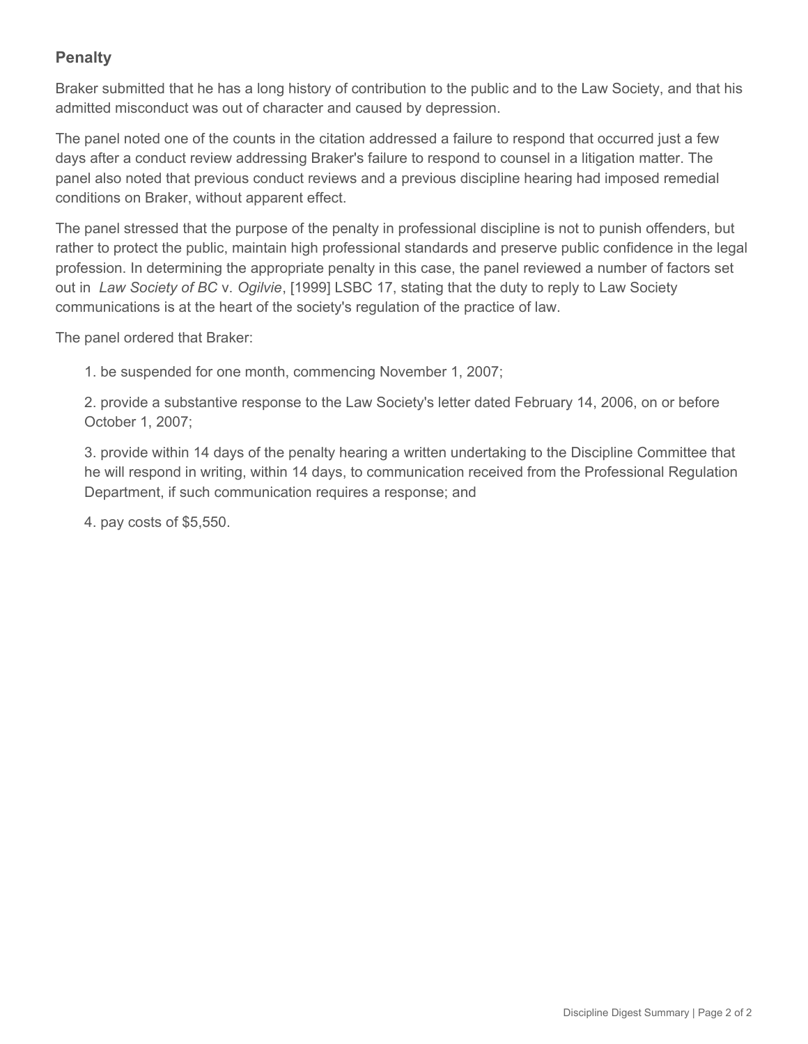## Penalty

Braker submitted that he has a long history of contribution to the public and to the Law Society, and that his admitted misconduct was out of character and caused by depression.

The panel noted one of the counts in the citation addressed a failure to respond that occurred just a few days after a conduct review addressing Braker's failure to respond to counsel in a litigation matter. The panel also noted that previous conduct reviews and a previous discipline hearing had imposed remedial conditions on Braker, without apparent effect.

The panel stressed that the purpose of the penalty in professional discipline is not to punish offenders, but rather to protect the public, maintain high professional standards and preserve public confidence in the legal profession. In determining the appropriate penalty in this case, the panel reviewed a number of factors set out in *Law Society of BC* v. *Ogilvie*, [1999] LSBC 17, stating that the duty to reply to Law Society communications is at the heart of the society's regulation of the practice of law.

The panel ordered that Braker:

1. be suspended for one month, commencing November 1, 2007;

2. provide a substantive response to the Law Society's letter dated February 14, 2006, on or before October 1, 2007;

3. provide within 14 days of the penalty hearing a written undertaking to the Discipline Committee that he will respond in writing, within 14 days, to communication received from the Professional Regulation Department, if such communication requires a response; and

4. pay costs of $5,550.